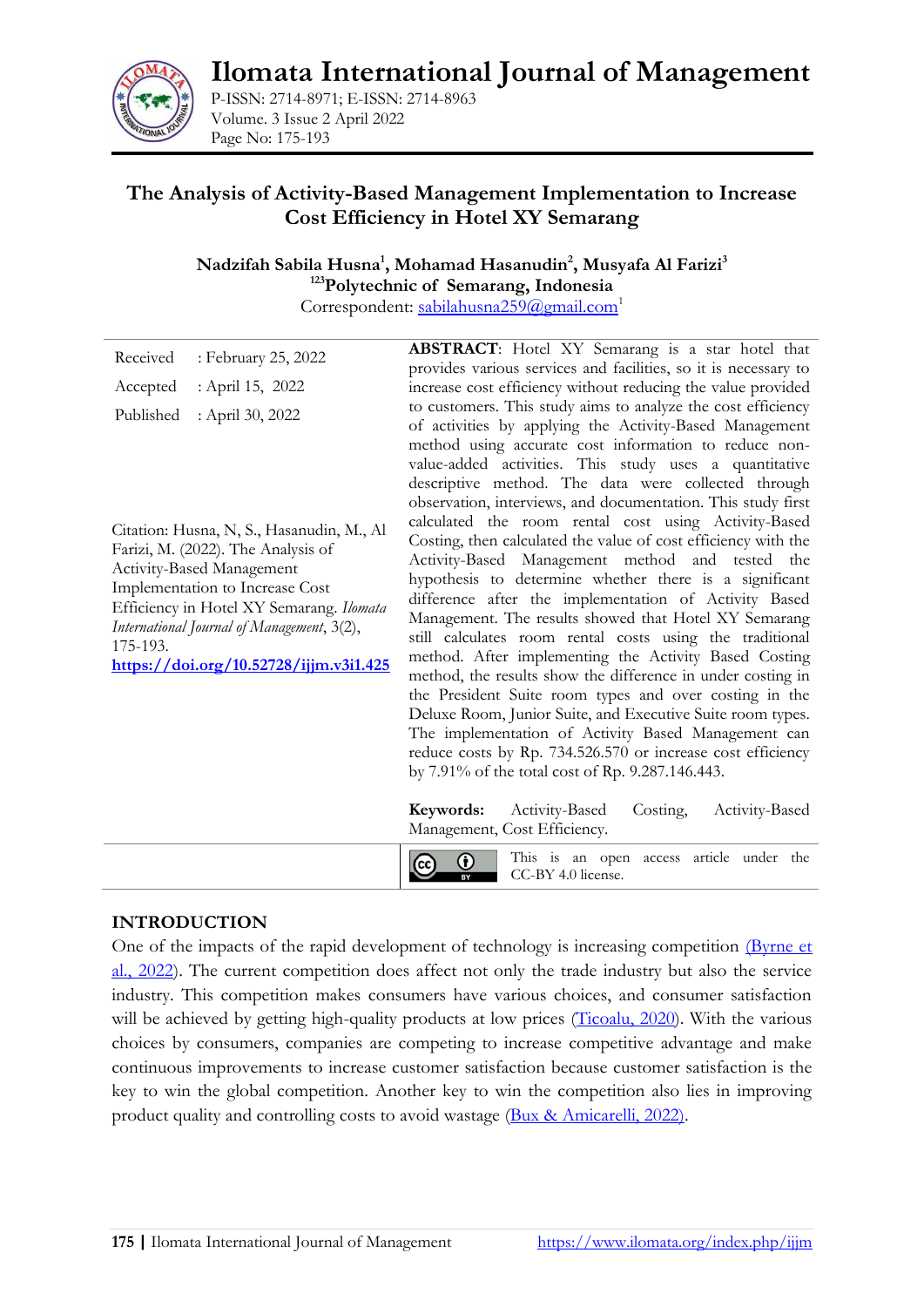# The Analysis of Activity-Based Management Implementation to Increase Cost Efficiency in Hotel XY Semarang

**Nadzifah Sabila Husna[1], Mohamad Hasanudin[2], Musyafa Al Farizi[3]**
**[123]Polytechnic of Semarang, Indonesia**
Correspondent: sabilahusna259@gmail.com[1]

| | |
|---|---|
| Received | : February 25, 2022 |
| Accepted | : April 15, 2022 |
| Published | : April 30, 2022 |

Citation: Husna, N, S., Hasanudin, M., Al Farizi, M. (2022). The Analysis of Activity-Based Management Implementation to Increase Cost Efficiency in Hotel XY Semarang. *Ilomata International Journal of Management*, 3(2), 175-193.
**https://doi.org/10.52728/ijjm.v3i1.425**

**ABSTRACT**: Hotel XY Semarang is a star hotel that provides various services and facilities, so it is necessary to increase cost efficiency without reducing the value provided to customers. This study aims to analyze the cost efficiency of activities by applying the Activity-Based Management method using accurate cost information to reduce non-value-added activities. This study uses a quantitative descriptive method. The data were collected through observation, interviews, and documentation. This study first calculated the room rental cost using Activity-Based Costing, then calculated the value of cost efficiency with the Activity-Based Management method and tested the hypothesis to determine whether there is a significant difference after the implementation of Activity Based Management. The results showed that Hotel XY Semarang still calculates room rental costs using the traditional method. After implementing the Activity Based Costing method, the results show the difference in under costing in the President Suite room types and over costing in the Deluxe Room, Junior Suite, and Executive Suite room types. The implementation of Activity Based Management can reduce costs by Rp. 734.526.570 or increase cost efficiency by 7.91% of the total cost of Rp. 9.287.146.443.

**Keywords:** Activity-Based Costing, Activity-Based Management, Cost Efficiency.

This is an open access article under the CC-BY 4.0 license.

## INTRODUCTION

One of the impacts of the rapid development of technology is increasing competition (Byrne et al., 2022). The current competition does affect not only the trade industry but also the service industry. This competition makes consumers have various choices, and consumer satisfaction will be achieved by getting high-quality products at low prices (Ticoalu, 2020). With the various choices by consumers, companies are competing to increase competitive advantage and make continuous improvements to increase customer satisfaction because customer satisfaction is the key to win the global competition. Another key to win the competition also lies in improving product quality and controlling costs to avoid wastage (Bux & Amicarelli, 2022).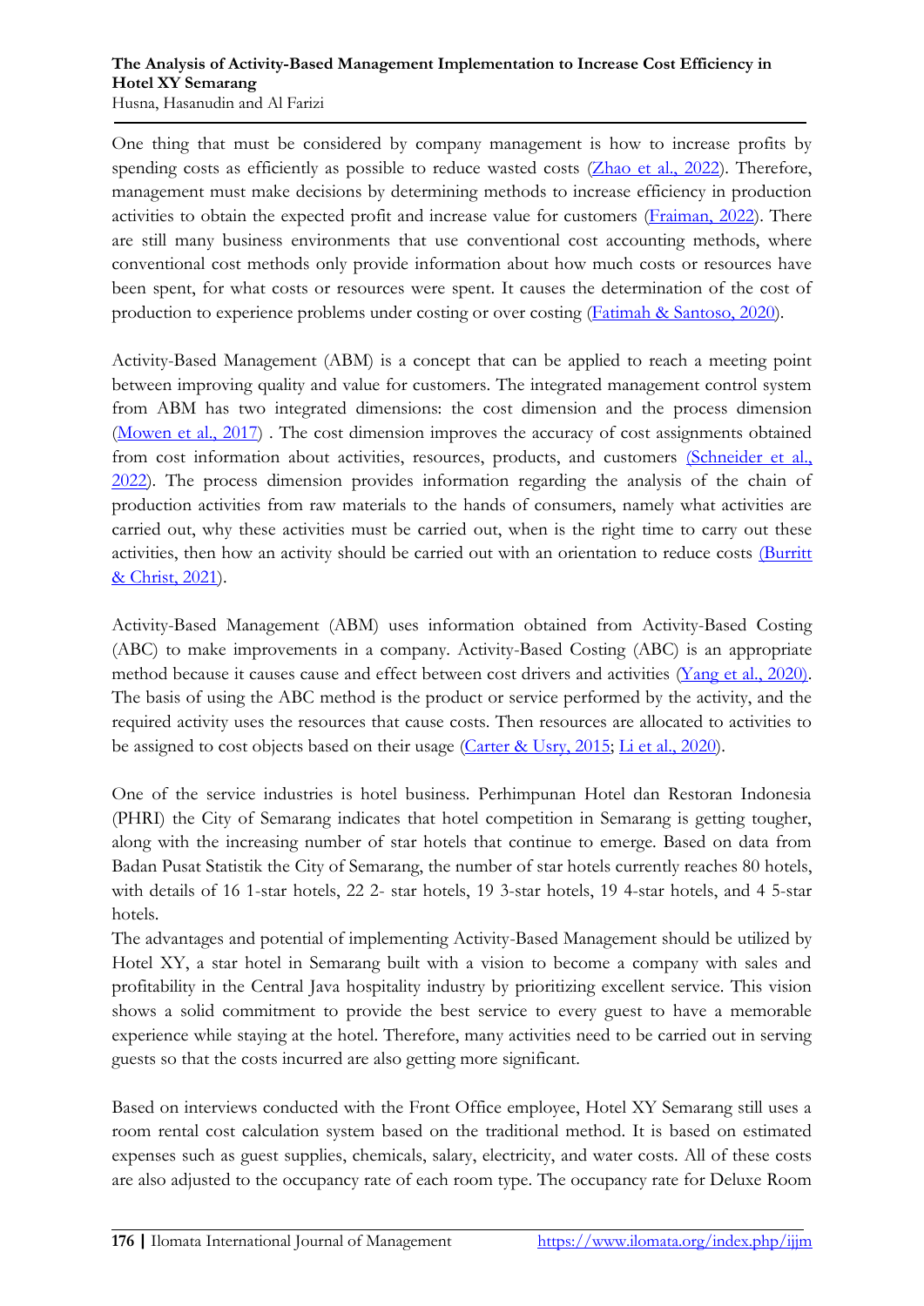One thing that must be considered by company management is how to increase profits by spending costs as efficiently as possible to reduce wasted costs (Zhao et al., 2022). Therefore, management must make decisions by determining methods to increase efficiency in production activities to obtain the expected profit and increase value for customers (Fraiman, 2022). There are still many business environments that use conventional cost accounting methods, where conventional cost methods only provide information about how much costs or resources have been spent, for what costs or resources were spent. It causes the determination of the cost of production to experience problems under costing or over costing (Fatimah & Santoso, 2020).

Activity-Based Management (ABM) is a concept that can be applied to reach a meeting point between improving quality and value for customers. The integrated management control system from ABM has two integrated dimensions: the cost dimension and the process dimension (Mowen et al., 2017) . The cost dimension improves the accuracy of cost assignments obtained from cost information about activities, resources, products, and customers (Schneider et al., 2022). The process dimension provides information regarding the analysis of the chain of production activities from raw materials to the hands of consumers, namely what activities are carried out, why these activities must be carried out, when is the right time to carry out these activities, then how an activity should be carried out with an orientation to reduce costs (Burritt & Christ, 2021).

Activity-Based Management (ABM) uses information obtained from Activity-Based Costing (ABC) to make improvements in a company. Activity-Based Costing (ABC) is an appropriate method because it causes cause and effect between cost drivers and activities (Yang et al., 2020). The basis of using the ABC method is the product or service performed by the activity, and the required activity uses the resources that cause costs. Then resources are allocated to activities to be assigned to cost objects based on their usage (Carter & Usry, 2015; Li et al., 2020).

One of the service industries is hotel business. Perhimpunan Hotel dan Restoran Indonesia (PHRI) the City of Semarang indicates that hotel competition in Semarang is getting tougher, along with the increasing number of star hotels that continue to emerge. Based on data from Badan Pusat Statistik the City of Semarang, the number of star hotels currently reaches 80 hotels, with details of 16 1-star hotels, 22 2- star hotels, 19 3-star hotels, 19 4-star hotels, and 4 5-star hotels.

The advantages and potential of implementing Activity-Based Management should be utilized by Hotel XY, a star hotel in Semarang built with a vision to become a company with sales and profitability in the Central Java hospitality industry by prioritizing excellent service. This vision shows a solid commitment to provide the best service to every guest to have a memorable experience while staying at the hotel. Therefore, many activities need to be carried out in serving guests so that the costs incurred are also getting more significant.

Based on interviews conducted with the Front Office employee, Hotel XY Semarang still uses a room rental cost calculation system based on the traditional method. It is based on estimated expenses such as guest supplies, chemicals, salary, electricity, and water costs. All of these costs are also adjusted to the occupancy rate of each room type. The occupancy rate for Deluxe Room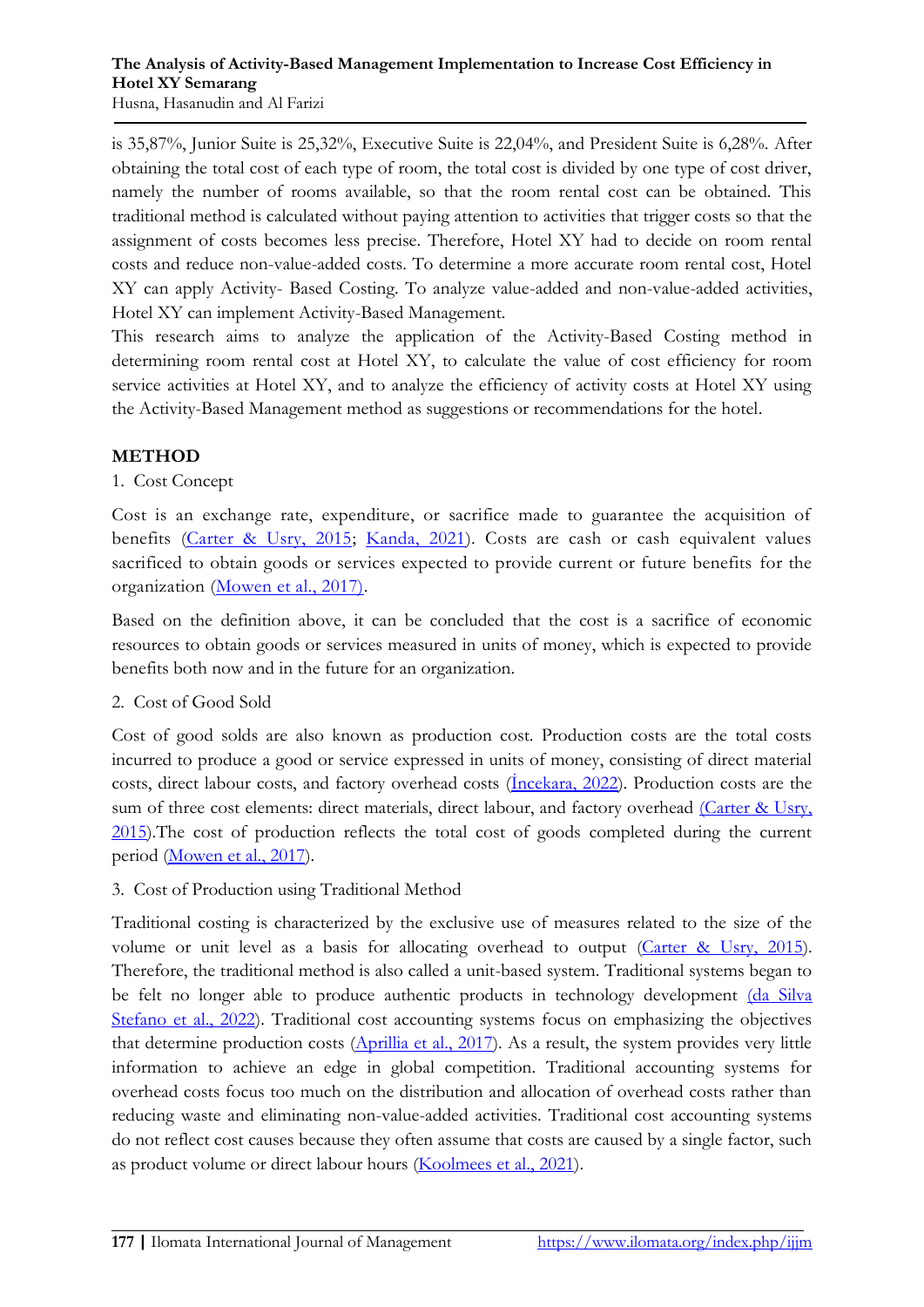is 35,87%, Junior Suite is 25,32%, Executive Suite is 22,04%, and President Suite is 6,28%. After obtaining the total cost of each type of room, the total cost is divided by one type of cost driver, namely the number of rooms available, so that the room rental cost can be obtained. This traditional method is calculated without paying attention to activities that trigger costs so that the assignment of costs becomes less precise. Therefore, Hotel XY had to decide on room rental costs and reduce non-value-added costs. To determine a more accurate room rental cost, Hotel XY can apply Activity- Based Costing. To analyze value-added and non-value-added activities, Hotel XY can implement Activity-Based Management.

This research aims to analyze the application of the Activity-Based Costing method in determining room rental cost at Hotel XY, to calculate the value of cost efficiency for room service activities at Hotel XY, and to analyze the efficiency of activity costs at Hotel XY using the Activity-Based Management method as suggestions or recommendations for the hotel.

## METHOD

1. Cost Concept

Cost is an exchange rate, expenditure, or sacrifice made to guarantee the acquisition of benefits (Carter & Usry, 2015; Kanda, 2021). Costs are cash or cash equivalent values sacrificed to obtain goods or services expected to provide current or future benefits for the organization (Mowen et al., 2017).

Based on the definition above, it can be concluded that the cost is a sacrifice of economic resources to obtain goods or services measured in units of money, which is expected to provide benefits both now and in the future for an organization.

2. Cost of Good Sold

Cost of good solds are also known as production cost. Production costs are the total costs incurred to produce a good or service expressed in units of money, consisting of direct material costs, direct labour costs, and factory overhead costs (İncekara, 2022). Production costs are the sum of three cost elements: direct materials, direct labour, and factory overhead (Carter & Usry, 2015).The cost of production reflects the total cost of goods completed during the current period (Mowen et al., 2017).

3. Cost of Production using Traditional Method

Traditional costing is characterized by the exclusive use of measures related to the size of the volume or unit level as a basis for allocating overhead to output (Carter & Usry, 2015). Therefore, the traditional method is also called a unit-based system. Traditional systems began to be felt no longer able to produce authentic products in technology development (da Silva Stefano et al., 2022). Traditional cost accounting systems focus on emphasizing the objectives that determine production costs (Aprillia et al., 2017). As a result, the system provides very little information to achieve an edge in global competition. Traditional accounting systems for overhead costs focus too much on the distribution and allocation of overhead costs rather than reducing waste and eliminating non-value-added activities. Traditional cost accounting systems do not reflect cost causes because they often assume that costs are caused by a single factor, such as product volume or direct labour hours (Koolmees et al., 2021).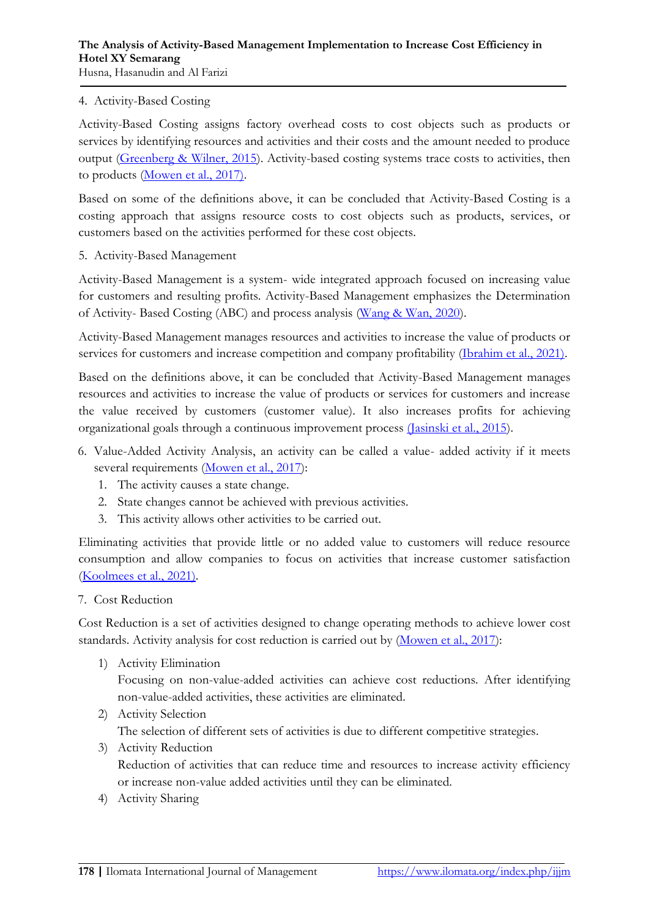4. Activity-Based Costing

Activity-Based Costing assigns factory overhead costs to cost objects such as products or services by identifying resources and activities and their costs and the amount needed to produce output (Greenberg & Wilner, 2015). Activity-based costing systems trace costs to activities, then to products (Mowen et al., 2017).

Based on some of the definitions above, it can be concluded that Activity-Based Costing is a costing approach that assigns resource costs to cost objects such as products, services, or customers based on the activities performed for these cost objects.

5. Activity-Based Management

Activity-Based Management is a system- wide integrated approach focused on increasing value for customers and resulting profits. Activity-Based Management emphasizes the Determination of Activity- Based Costing (ABC) and process analysis (Wang & Wan, 2020).

Activity-Based Management manages resources and activities to increase the value of products or services for customers and increase competition and company profitability (Ibrahim et al., 2021).

Based on the definitions above, it can be concluded that Activity-Based Management manages resources and activities to increase the value of products or services for customers and increase the value received by customers (customer value). It also increases profits for achieving organizational goals through a continuous improvement process (Jasinski et al., 2015).

6. Value-Added Activity Analysis, an activity can be called a value- added activity if it meets several requirements (Mowen et al., 2017):
   1. The activity causes a state change.
   2. State changes cannot be achieved with previous activities.
   3. This activity allows other activities to be carried out.

Eliminating activities that provide little or no added value to customers will reduce resource consumption and allow companies to focus on activities that increase customer satisfaction (Koolmees et al., 2021).

7. Cost Reduction

Cost Reduction is a set of activities designed to change operating methods to achieve lower cost standards. Activity analysis for cost reduction is carried out by (Mowen et al., 2017):

1) Activity Elimination
   Focusing on non-value-added activities can achieve cost reductions. After identifying non-value-added activities, these activities are eliminated.
2) Activity Selection
   The selection of different sets of activities is due to different competitive strategies.
3) Activity Reduction
   Reduction of activities that can reduce time and resources to increase activity efficiency or increase non-value added activities until they can be eliminated.
4) Activity Sharing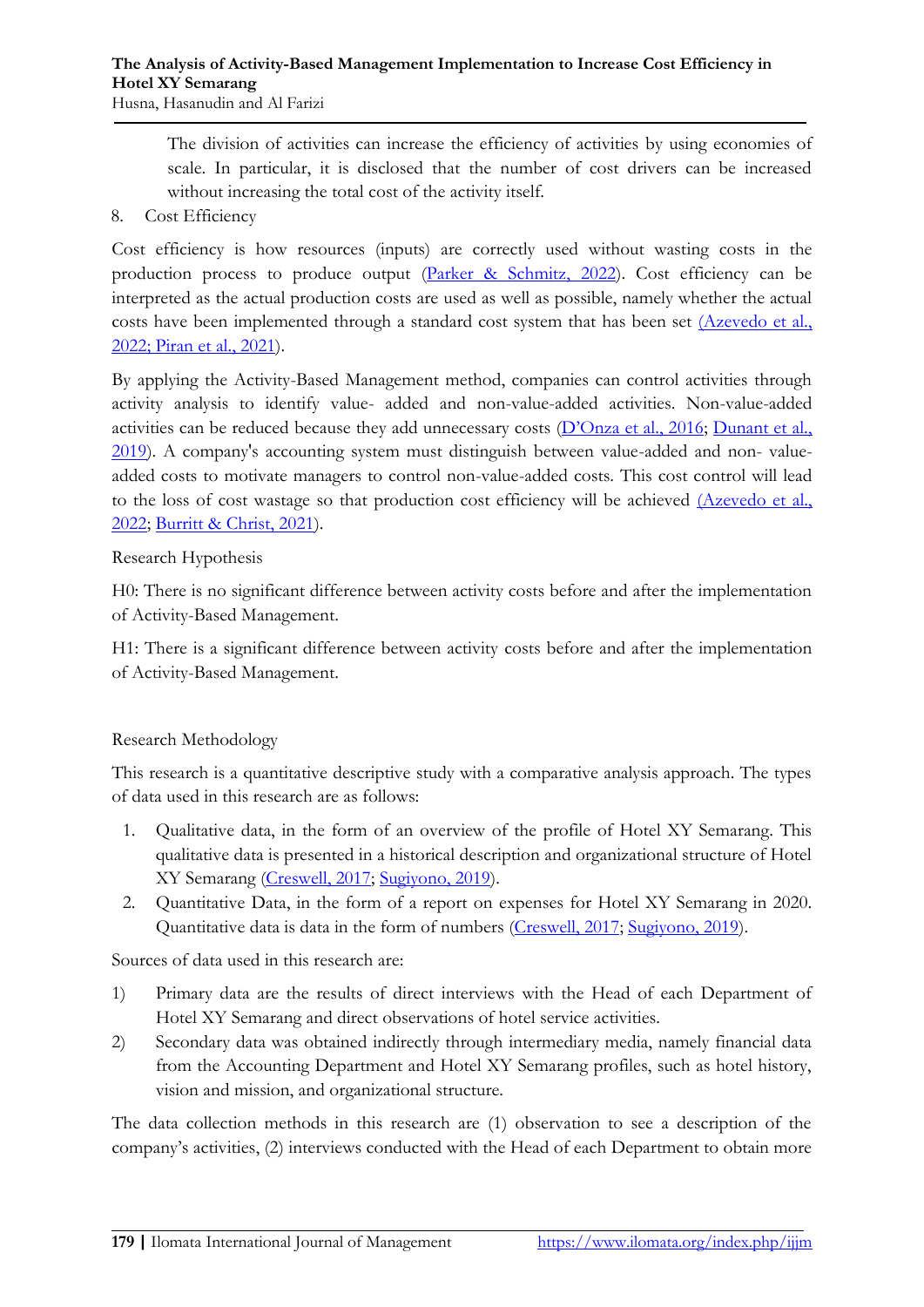The division of activities can increase the efficiency of activities by using economies of scale. In particular, it is disclosed that the number of cost drivers can be increased without increasing the total cost of the activity itself.

8. Cost Efficiency

Cost efficiency is how resources (inputs) are correctly used without wasting costs in the production process to produce output (Parker & Schmitz, 2022). Cost efficiency can be interpreted as the actual production costs are used as well as possible, namely whether the actual costs have been implemented through a standard cost system that has been set (Azevedo et al., 2022; Piran et al., 2021).

By applying the Activity-Based Management method, companies can control activities through activity analysis to identify value- added and non-value-added activities. Non-value-added activities can be reduced because they add unnecessary costs (D'Onza et al., 2016; Dunant et al., 2019). A company's accounting system must distinguish between value-added and non- value-added costs to motivate managers to control non-value-added costs. This cost control will lead to the loss of cost wastage so that production cost efficiency will be achieved (Azevedo et al., 2022; Burritt & Christ, 2021).

Research Hypothesis

H0: There is no significant difference between activity costs before and after the implementation of Activity-Based Management.

H1: There is a significant difference between activity costs before and after the implementation of Activity-Based Management.

## Research Methodology

This research is a quantitative descriptive study with a comparative analysis approach. The types of data used in this research are as follows:

1. Qualitative data, in the form of an overview of the profile of Hotel XY Semarang. This qualitative data is presented in a historical description and organizational structure of Hotel XY Semarang (Creswell, 2017; Sugiyono, 2019).
2. Quantitative Data, in the form of a report on expenses for Hotel XY Semarang in 2020. Quantitative data is data in the form of numbers (Creswell, 2017; Sugiyono, 2019).

Sources of data used in this research are:

1) Primary data are the results of direct interviews with the Head of each Department of Hotel XY Semarang and direct observations of hotel service activities.
2) Secondary data was obtained indirectly through intermediary media, namely financial data from the Accounting Department and Hotel XY Semarang profiles, such as hotel history, vision and mission, and organizational structure.

The data collection methods in this research are (1) observation to see a description of the company's activities, (2) interviews conducted with the Head of each Department to obtain more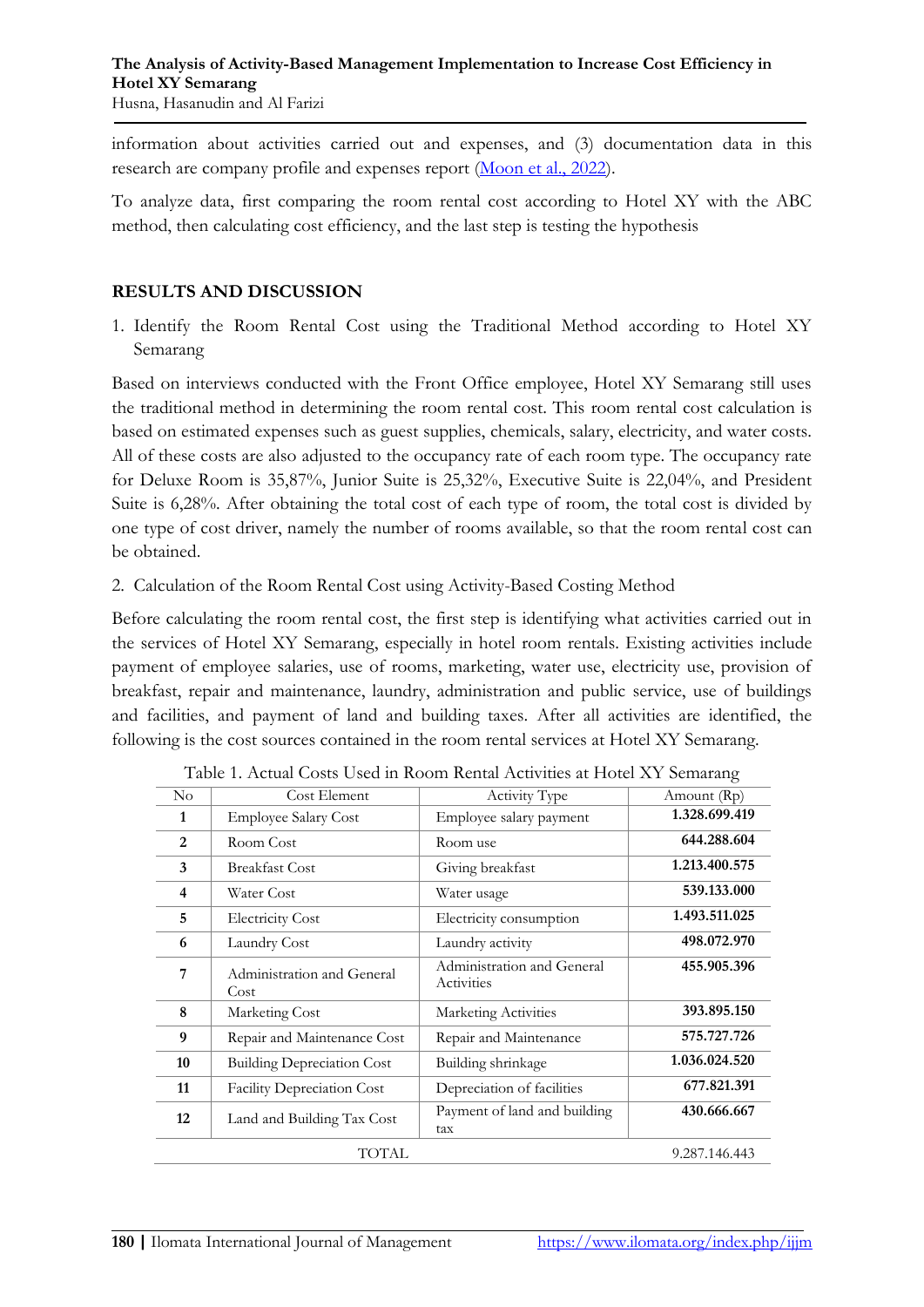information about activities carried out and expenses, and (3) documentation data in this research are company profile and expenses report (Moon et al., 2022).

To analyze data, first comparing the room rental cost according to Hotel XY with the ABC method, then calculating cost efficiency, and the last step is testing the hypothesis

## RESULTS AND DISCUSSION

1. Identify the Room Rental Cost using the Traditional Method according to Hotel XY Semarang

Based on interviews conducted with the Front Office employee, Hotel XY Semarang still uses the traditional method in determining the room rental cost. This room rental cost calculation is based on estimated expenses such as guest supplies, chemicals, salary, electricity, and water costs. All of these costs are also adjusted to the occupancy rate of each room type. The occupancy rate for Deluxe Room is 35,87%, Junior Suite is 25,32%, Executive Suite is 22,04%, and President Suite is 6,28%. After obtaining the total cost of each type of room, the total cost is divided by one type of cost driver, namely the number of rooms available, so that the room rental cost can be obtained.

2. Calculation of the Room Rental Cost using Activity-Based Costing Method

Before calculating the room rental cost, the first step is identifying what activities carried out in the services of Hotel XY Semarang, especially in hotel room rentals. Existing activities include payment of employee salaries, use of rooms, marketing, water use, electricity use, provision of breakfast, repair and maintenance, laundry, administration and public service, use of buildings and facilities, and payment of land and building taxes. After all activities are identified, the following is the cost sources contained in the room rental services at Hotel XY Semarang.

Table 1. Actual Costs Used in Room Rental Activities at Hotel XY Semarang

| No | Cost Element | Activity Type | Amount (Rp) |
|---|---|---|---|
| **1** | Employee Salary Cost | Employee salary payment | **1.328.699.419** |
| **2** | Room Cost | Room use | **644.288.604** |
| **3** | Breakfast Cost | Giving breakfast | **1.213.400.575** |
| **4** | Water Cost | Water usage | **539.133.000** |
| **5** | Electricity Cost | Electricity consumption | **1.493.511.025** |
| **6** | Laundry Cost | Laundry activity | **498.072.970** |
| **7** | Administration and General Cost | Administration and General Activities | **455.905.396** |
| **8** | Marketing Cost | Marketing Activities | **393.895.150** |
| **9** | Repair and Maintenance Cost | Repair and Maintenance | **575.727.726** |
| **10** | Building Depreciation Cost | Building shrinkage | **1.036.024.520** |
| **11** | Facility Depreciation Cost | Depreciation of facilities | **677.821.391** |
| **12** | Land and Building Tax Cost | Payment of land and building tax | **430.666.667** |
| | TOTAL | | 9.287.146.443 |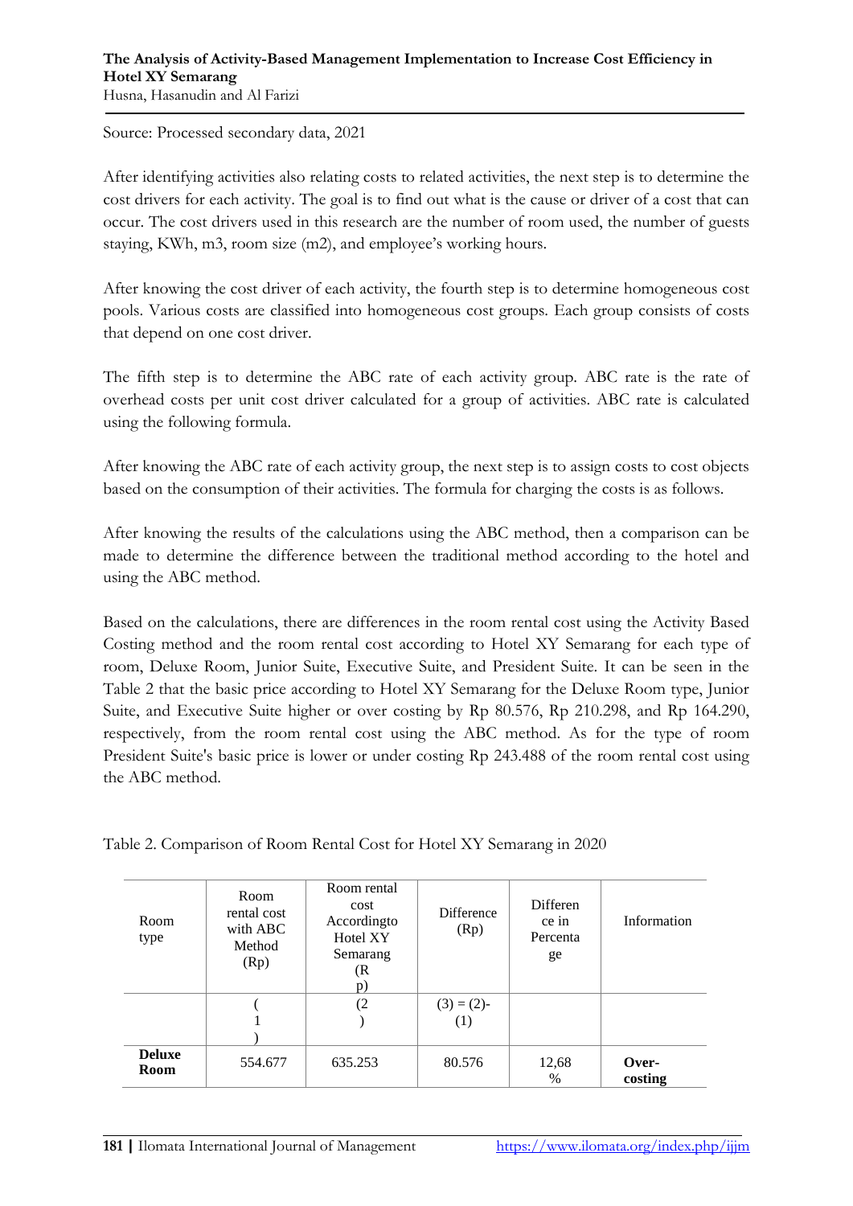Source: Processed secondary data, 2021

After identifying activities also relating costs to related activities, the next step is to determine the cost drivers for each activity. The goal is to find out what is the cause or driver of a cost that can occur. The cost drivers used in this research are the number of room used, the number of guests staying, KWh, m3, room size (m2), and employee's working hours.

After knowing the cost driver of each activity, the fourth step is to determine homogeneous cost pools. Various costs are classified into homogeneous cost groups. Each group consists of costs that depend on one cost driver.

The fifth step is to determine the ABC rate of each activity group. ABC rate is the rate of overhead costs per unit cost driver calculated for a group of activities. ABC rate is calculated using the following formula.

After knowing the ABC rate of each activity group, the next step is to assign costs to cost objects based on the consumption of their activities. The formula for charging the costs is as follows.

After knowing the results of the calculations using the ABC method, then a comparison can be made to determine the difference between the traditional method according to the hotel and using the ABC method.

Based on the calculations, there are differences in the room rental cost using the Activity Based Costing method and the room rental cost according to Hotel XY Semarang for each type of room, Deluxe Room, Junior Suite, Executive Suite, and President Suite. It can be seen in the Table 2 that the basic price according to Hotel XY Semarang for the Deluxe Room type, Junior Suite, and Executive Suite higher or over costing by Rp 80.576, Rp 210.298, and Rp 164.290, respectively, from the room rental cost using the ABC method. As for the type of room President Suite's basic price is lower or under costing Rp 243.488 of the room rental cost using the ABC method.

Table 2. Comparison of Room Rental Cost for Hotel XY Semarang in 2020

| Room type | Room rental cost with ABC Method (Rp) | Room rental cost Accordingto Hotel XY Semarang (Rp) | Difference (Rp) | Difference in Percentage | Information |
|---|---|---|---|---|---|
| | (1) | (2) | (3) = (2)-(1) | | |
| **Deluxe Room** | 554.677 | 635.253 | 80.576 | 12,68 % | **Over-costing** |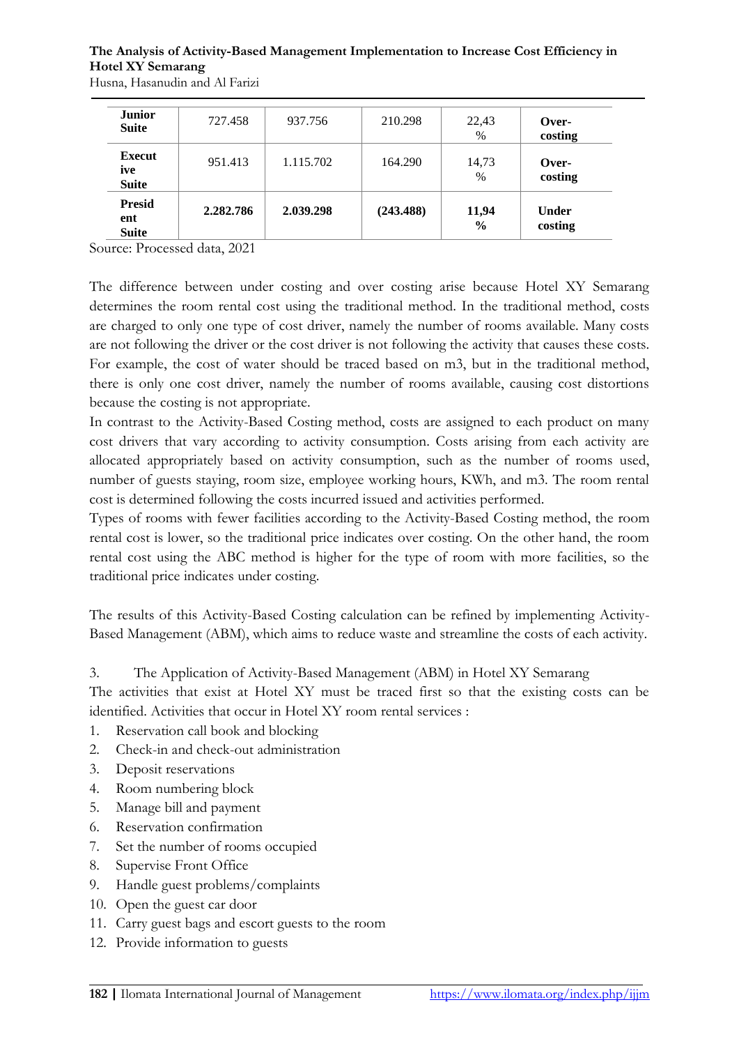| Junior Suite | 727.458 | 937.756 | 210.298 | 22,43 % | **Over-costing** |
|---|---|---|---|---|---|
| **Executive Suite** | 951.413 | 1.115.702 | 164.290 | 14,73 % | **Over-costing** |
| **President Suite** | **2.282.786** | **2.039.298** | **(243.488)** | **11,94 %** | **Under costing** |

Source: Processed data, 2021

The difference between under costing and over costing arise because Hotel XY Semarang determines the room rental cost using the traditional method. In the traditional method, costs are charged to only one type of cost driver, namely the number of rooms available. Many costs are not following the driver or the cost driver is not following the activity that causes these costs. For example, the cost of water should be traced based on m3, but in the traditional method, there is only one cost driver, namely the number of rooms available, causing cost distortions because the costing is not appropriate.

In contrast to the Activity-Based Costing method, costs are assigned to each product on many cost drivers that vary according to activity consumption. Costs arising from each activity are allocated appropriately based on activity consumption, such as the number of rooms used, number of guests staying, room size, employee working hours, KWh, and m3. The room rental cost is determined following the costs incurred issued and activities performed.

Types of rooms with fewer facilities according to the Activity-Based Costing method, the room rental cost is lower, so the traditional price indicates over costing. On the other hand, the room rental cost using the ABC method is higher for the type of room with more facilities, so the traditional price indicates under costing.

The results of this Activity-Based Costing calculation can be refined by implementing Activity-Based Management (ABM), which aims to reduce waste and streamline the costs of each activity.

3. The Application of Activity-Based Management (ABM) in Hotel XY Semarang

The activities that exist at Hotel XY must be traced first so that the existing costs can be identified. Activities that occur in Hotel XY room rental services :

1. Reservation call book and blocking
2. Check-in and check-out administration
3. Deposit reservations
4. Room numbering block
5. Manage bill and payment
6. Reservation confirmation
7. Set the number of rooms occupied
8. Supervise Front Office
9. Handle guest problems/complaints
10. Open the guest car door
11. Carry guest bags and escort guests to the room
12. Provide information to guests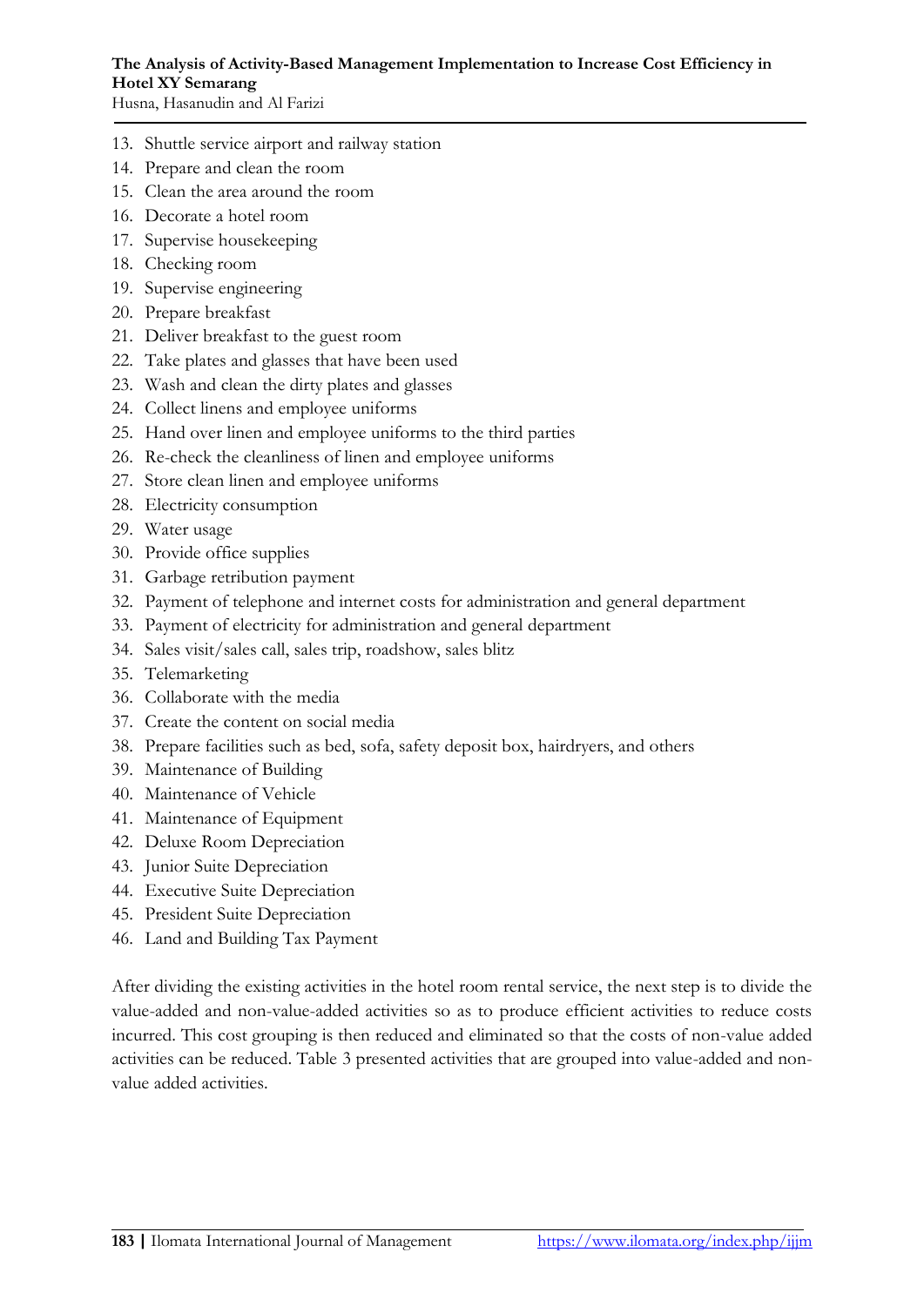13. Shuttle service airport and railway station
14. Prepare and clean the room
15. Clean the area around the room
16. Decorate a hotel room
17. Supervise housekeeping
18. Checking room
19. Supervise engineering
20. Prepare breakfast
21. Deliver breakfast to the guest room
22. Take plates and glasses that have been used
23. Wash and clean the dirty plates and glasses
24. Collect linens and employee uniforms
25. Hand over linen and employee uniforms to the third parties
26. Re-check the cleanliness of linen and employee uniforms
27. Store clean linen and employee uniforms
28. Electricity consumption
29. Water usage
30. Provide office supplies
31. Garbage retribution payment
32. Payment of telephone and internet costs for administration and general department
33. Payment of electricity for administration and general department
34. Sales visit/sales call, sales trip, roadshow, sales blitz
35. Telemarketing
36. Collaborate with the media
37. Create the content on social media
38. Prepare facilities such as bed, sofa, safety deposit box, hairdryers, and others
39. Maintenance of Building
40. Maintenance of Vehicle
41. Maintenance of Equipment
42. Deluxe Room Depreciation
43. Junior Suite Depreciation
44. Executive Suite Depreciation
45. President Suite Depreciation
46. Land and Building Tax Payment

After dividing the existing activities in the hotel room rental service, the next step is to divide the value-added and non-value-added activities so as to produce efficient activities to reduce costs incurred. This cost grouping is then reduced and eliminated so that the costs of non-value added activities can be reduced. Table 3 presented activities that are grouped into value-added and non-value added activities.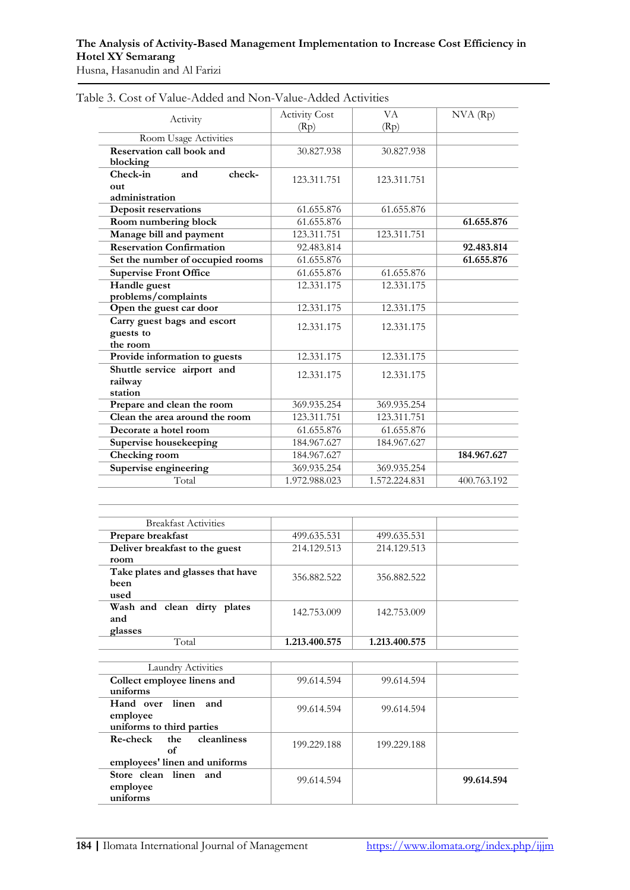Table 3. Cost of Value-Added and Non-Value-Added Activities

| Activity | Activity Cost (Rp) | VA (Rp) | NVA (Rp) |
|---|---|---|---|
| Room Usage Activities | | | |
| **Reservation call book and blocking** | 30.827.938 | 30.827.938 | |
| **Check-in and check-out administration** | 123.311.751 | 123.311.751 | |
| **Deposit reservations** | 61.655.876 | 61.655.876 | |
| **Room numbering block** | 61.655.876 | | **61.655.876** |
| **Manage bill and payment** | 123.311.751 | 123.311.751 | |
| **Reservation Confirmation** | 92.483.814 | | **92.483.814** |
| **Set the number of occupied rooms** | 61.655.876 | | **61.655.876** |
| **Supervise Front Office** | 61.655.876 | 61.655.876 | |
| **Handle guest problems/complaints** | 12.331.175 | 12.331.175 | |
| **Open the guest car door** | 12.331.175 | 12.331.175 | |
| **Carry guest bags and escort guests to the room** | 12.331.175 | 12.331.175 | |
| **Provide information to guests** | 12.331.175 | 12.331.175 | |
| **Shuttle service airport and railway station** | 12.331.175 | 12.331.175 | |
| **Prepare and clean the room** | 369.935.254 | 369.935.254 | |
| **Clean the area around the room** | 123.311.751 | 123.311.751 | |
| **Decorate a hotel room** | 61.655.876 | 61.655.876 | |
| **Supervise housekeeping** | 184.967.627 | 184.967.627 | |
| **Checking room** | 184.967.627 | | **184.967.627** |
| **Supervise engineering** | 369.935.254 | 369.935.254 | |
| Total | 1.972.988.023 | 1.572.224.831 | 400.763.192 |
| | | | |
| Breakfast Activities | | | |
| **Prepare breakfast** | 499.635.531 | 499.635.531 | |
| **Deliver breakfast to the guest room** | 214.129.513 | 214.129.513 | |
| **Take plates and glasses that have been used** | 356.882.522 | 356.882.522 | |
| **Wash and clean dirty plates and glasses** | 142.753.009 | 142.753.009 | |
| Total | **1.213.400.575** | **1.213.400.575** | |
| | | | |
| Laundry Activities | | | |
| **Collect employee linens and uniforms** | 99.614.594 | 99.614.594 | |
| **Hand over linen and employee uniforms to third parties** | 99.614.594 | 99.614.594 | |
| **Re-check the cleanliness of employees' linen and uniforms** | 199.229.188 | 199.229.188 | |
| **Store clean linen and employee uniforms** | 99.614.594 | | **99.614.594** |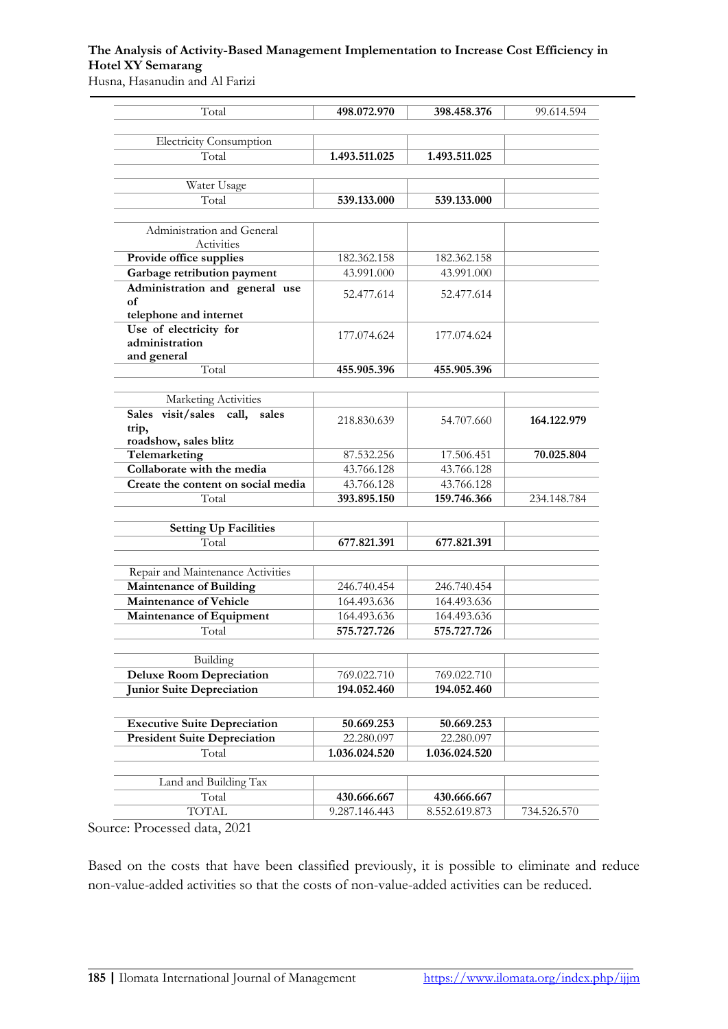| | | | |
|---|---|---|---|
| Total | **498.072.970** | **398.458.376** | 99.614.594 |
| | | | |
| Electricity Consumption | | | |
| Total | **1.493.511.025** | **1.493.511.025** | |
| | | | |
| Water Usage | | | |
| Total | **539.133.000** | **539.133.000** | |
| | | | |
| Administration and General Activities | | | |
| **Provide office supplies** | 182.362.158 | 182.362.158 | |
| **Garbage retribution payment** | 43.991.000 | 43.991.000 | |
| **Administration and general use of telephone and internet** | 52.477.614 | 52.477.614 | |
| **Use of electricity for administration and general** | 177.074.624 | 177.074.624 | |
| Total | **455.905.396** | **455.905.396** | |
| | | | |
| Marketing Activities | | | |
| **Sales visit/sales call, sales trip, roadshow, sales blitz** | 218.830.639 | 54.707.660 | **164.122.979** |
| **Telemarketing** | 87.532.256 | 17.506.451 | **70.025.804** |
| **Collaborate with the media** | 43.766.128 | 43.766.128 | |
| **Create the content on social media** | 43.766.128 | 43.766.128 | |
| Total | **393.895.150** | **159.746.366** | 234.148.784 |
| | | | |
| **Setting Up Facilities** | | | |
| Total | **677.821.391** | **677.821.391** | |
| | | | |
| Repair and Maintenance Activities | | | |
| **Maintenance of Building** | 246.740.454 | 246.740.454 | |
| **Maintenance of Vehicle** | 164.493.636 | 164.493.636 | |
| **Maintenance of Equipment** | 164.493.636 | 164.493.636 | |
| Total | **575.727.726** | **575.727.726** | |
| | | | |
| Building | | | |
| **Deluxe Room Depreciation** | 769.022.710 | 769.022.710 | |
| **Junior Suite Depreciation** | **194.052.460** | **194.052.460** | |
| | | | |
| **Executive Suite Depreciation** | **50.669.253** | **50.669.253** | |
| **President Suite Depreciation** | 22.280.097 | 22.280.097 | |
| Total | **1.036.024.520** | **1.036.024.520** | |
| | | | |
| Land and Building Tax | | | |
| Total | **430.666.667** | **430.666.667** | |
| TOTAL | 9.287.146.443 | 8.552.619.873 | 734.526.570 |

Source: Processed data, 2021

Based on the costs that have been classified previously, it is possible to eliminate and reduce non-value-added activities so that the costs of non-value-added activities can be reduced.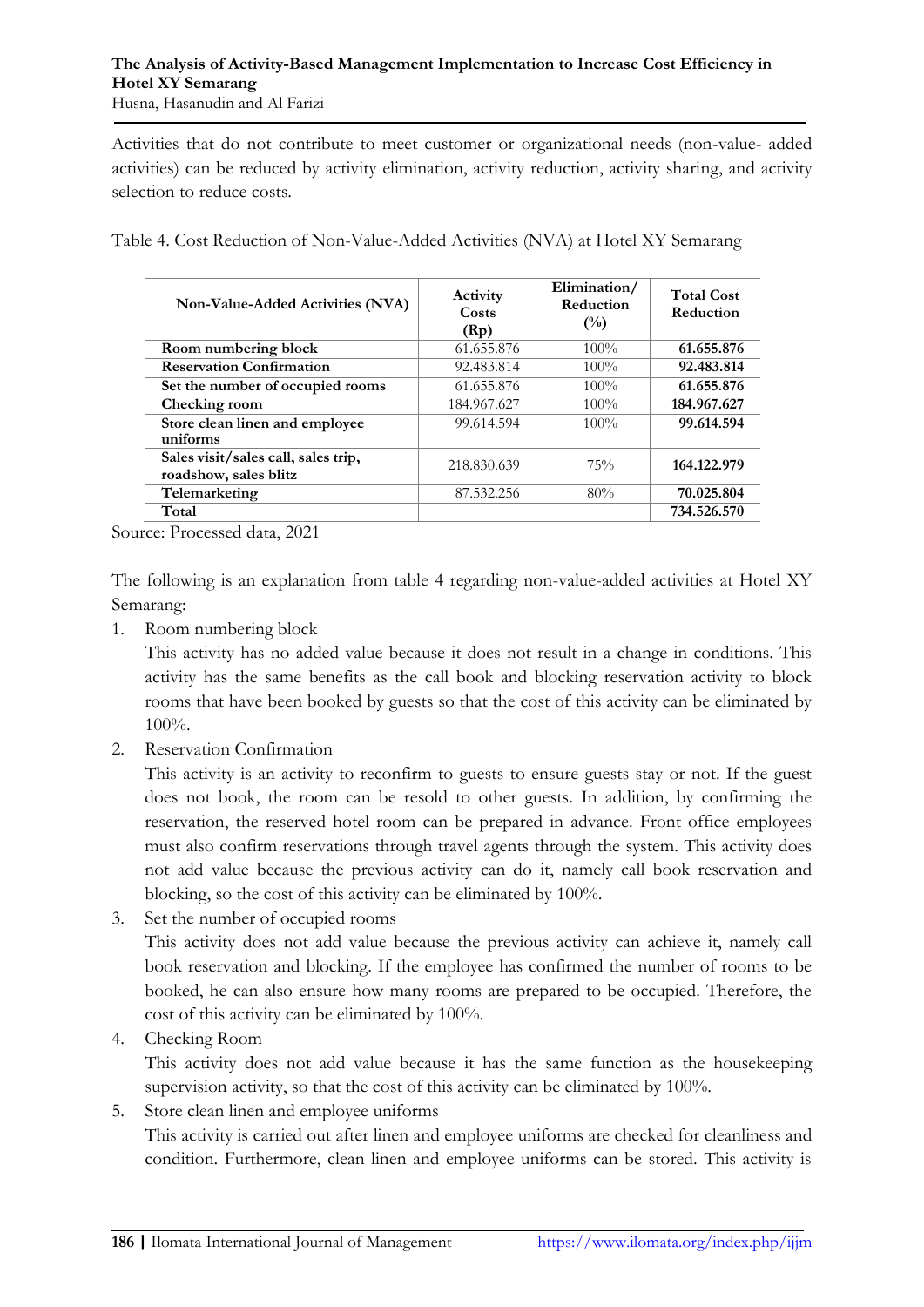Activities that do not contribute to meet customer or organizational needs (non-value- added activities) can be reduced by activity elimination, activity reduction, activity sharing, and activity selection to reduce costs.

Table 4. Cost Reduction of Non-Value-Added Activities (NVA) at Hotel XY Semarang

| Non-Value-Added Activities (NVA) | Activity Costs (Rp) | Elimination/ Reduction (%) | Total Cost Reduction |
|---|---|---|---|
| **Room numbering block** | 61.655.876 | 100% | **61.655.876** |
| **Reservation Confirmation** | 92.483.814 | 100% | **92.483.814** |
| **Set the number of occupied rooms** | 61.655.876 | 100% | **61.655.876** |
| **Checking room** | 184.967.627 | 100% | **184.967.627** |
| **Store clean linen and employee uniforms** | 99.614.594 | 100% | **99.614.594** |
| **Sales visit/sales call, sales trip, roadshow, sales blitz** | 218.830.639 | 75% | **164.122.979** |
| **Telemarketing** | 87.532.256 | 80% | **70.025.804** |
| **Total** | | | **734.526.570** |

Source: Processed data, 2021

The following is an explanation from table 4 regarding non-value-added activities at Hotel XY Semarang:

1. Room numbering block

   This activity has no added value because it does not result in a change in conditions. This activity has the same benefits as the call book and blocking reservation activity to block rooms that have been booked by guests so that the cost of this activity can be eliminated by 100%.

2. Reservation Confirmation

   This activity is an activity to reconfirm to guests to ensure guests stay or not. If the guest does not book, the room can be resold to other guests. In addition, by confirming the reservation, the reserved hotel room can be prepared in advance. Front office employees must also confirm reservations through travel agents through the system. This activity does not add value because the previous activity can do it, namely call book reservation and blocking, so the cost of this activity can be eliminated by 100%.

3. Set the number of occupied rooms

   This activity does not add value because the previous activity can achieve it, namely call book reservation and blocking. If the employee has confirmed the number of rooms to be booked, he can also ensure how many rooms are prepared to be occupied. Therefore, the cost of this activity can be eliminated by 100%.

4. Checking Room

   This activity does not add value because it has the same function as the housekeeping supervision activity, so that the cost of this activity can be eliminated by 100%.

5. Store clean linen and employee uniforms

   This activity is carried out after linen and employee uniforms are checked for cleanliness and condition. Furthermore, clean linen and employee uniforms can be stored. This activity is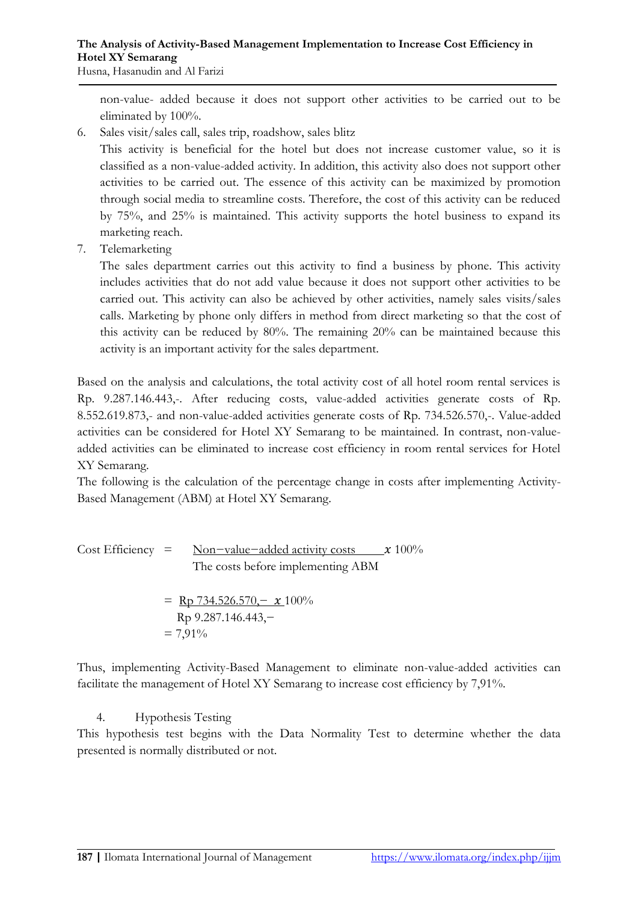non-value- added because it does not support other activities to be carried out to be eliminated by 100%.

6. Sales visit/sales call, sales trip, roadshow, sales blitz

   This activity is beneficial for the hotel but does not increase customer value, so it is classified as a non-value-added activity. In addition, this activity also does not support other activities to be carried out. The essence of this activity can be maximized by promotion through social media to streamline costs. Therefore, the cost of this activity can be reduced by 75%, and 25% is maintained. This activity supports the hotel business to expand its marketing reach.

7. Telemarketing

   The sales department carries out this activity to find a business by phone. This activity includes activities that do not add value because it does not support other activities to be carried out. This activity can also be achieved by other activities, namely sales visits/sales calls. Marketing by phone only differs in method from direct marketing so that the cost of this activity can be reduced by 80%. The remaining 20% can be maintained because this activity is an important activity for the sales department.

Based on the analysis and calculations, the total activity cost of all hotel room rental services is Rp. 9.287.146.443,-. After reducing costs, value-added activities generate costs of Rp. 8.552.619.873,- and non-value-added activities generate costs of Rp. 734.526.570,-. Value-added activities can be considered for Hotel XY Semarang to be maintained. In contrast, non-value-added activities can be eliminated to increase cost efficiency in room rental services for Hotel XY Semarang.

The following is the calculation of the percentage change in costs after implementing Activity-Based Management (ABM) at Hotel XY Semarang.

$$\text{Cost Efficiency} = \frac{\text{Non-value-added activity costs}}{\text{The costs before implementing ABM}} x\ 100\%$$

$$= \frac{\text{Rp } 734.526.570,-}{\text{Rp } 9.287.146.443,-} x\ 100\%$$

$$= 7{,}91\%$$

Thus, implementing Activity-Based Management to eliminate non-value-added activities can facilitate the management of Hotel XY Semarang to increase cost efficiency by 7,91%.

4. Hypothesis Testing

This hypothesis test begins with the Data Normality Test to determine whether the data presented is normally distributed or not.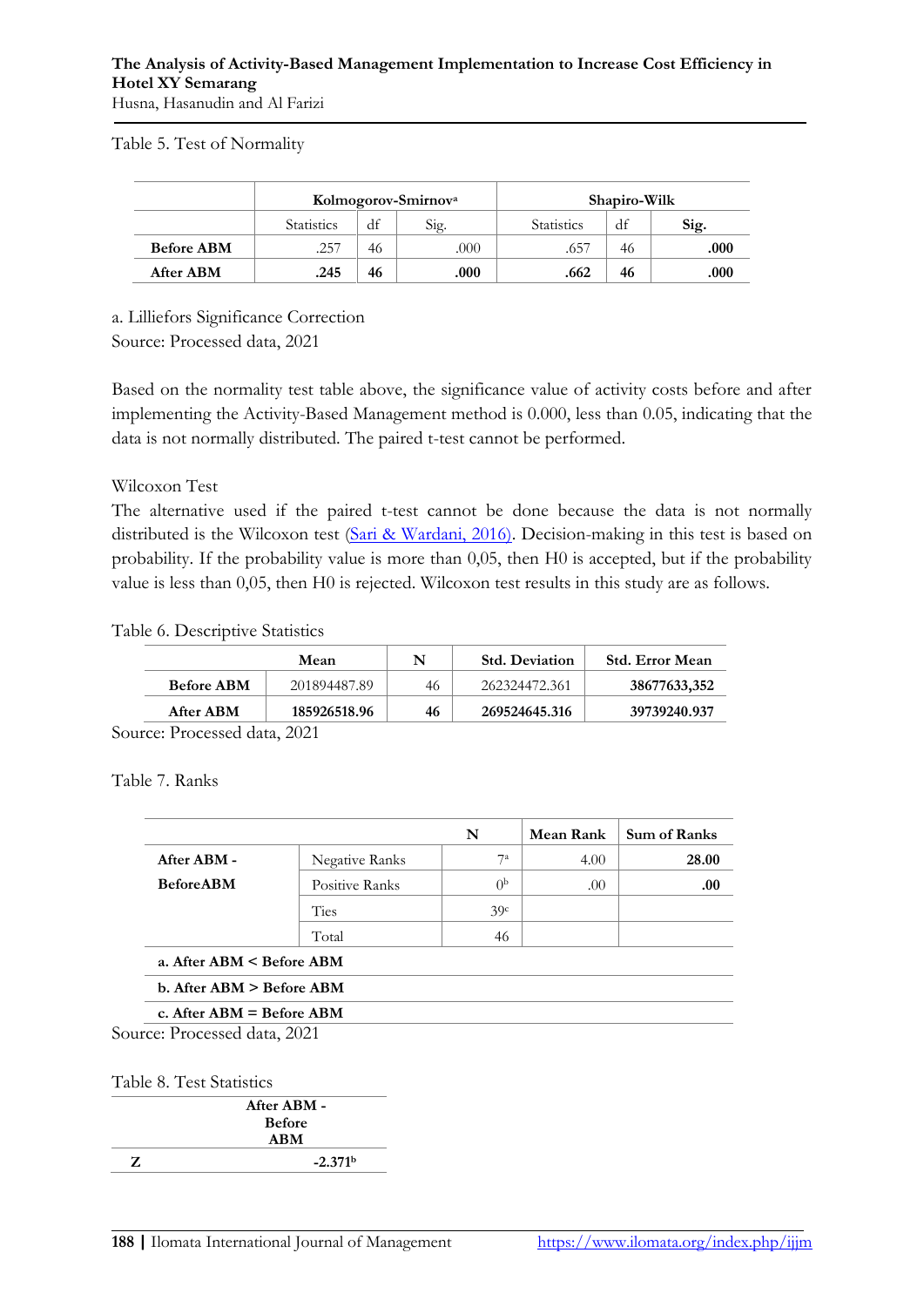Table 5. Test of Normality

| | Kolmogorov-Smirnov[a] | | | Shapiro-Wilk | | |
|---|---|---|---|---|---|---|
| | Statistics | df | Sig. | Statistics | df | **Sig.** |
| **Before ABM** | .257 | 46 | .000 | .657 | 46 | **.000** |
| **After ABM** | **.245** | **46** | **.000** | **.662** | **46** | **.000** |

a. Lilliefors Significance Correction
Source: Processed data, 2021

Based on the normality test table above, the significance value of activity costs before and after implementing the Activity-Based Management method is 0.000, less than 0.05, indicating that the data is not normally distributed. The paired t-test cannot be performed.

Wilcoxon Test

The alternative used if the paired t-test cannot be done because the data is not normally distributed is the Wilcoxon test (Sari & Wardani, 2016). Decision-making in this test is based on probability. If the probability value is more than 0,05, then H0 is accepted, but if the probability value is less than 0,05, then H0 is rejected. Wilcoxon test results in this study are as follows.

Table 6. Descriptive Statistics

| | Mean | N | Std. Deviation | Std. Error Mean |
|---|---|---|---|---|
| **Before ABM** | 201894487.89 | 46 | 262324472.361 | **38677633,352** |
| **After ABM** | **185926518.96** | **46** | **269524645.316** | **39739240.937** |

Source: Processed data, 2021

Table 7. Ranks

| | | N | Mean Rank | Sum of Ranks |
|---|---|---|---|---|
| **After ABM - BeforeABM** | Negative Ranks | 7[a] | 4.00 | **28.00** |
| | Positive Ranks | 0[b] | .00 | **.00** |
| | Ties | 39[c] | | |
| | Total | 46 | | |

**a. After ABM < Before ABM**
**b. After ABM > Before ABM**
**c. After ABM = Before ABM**

Source: Processed data, 2021

Table 8. Test Statistics

| | After ABM - Before ABM |
|---|---|
| **Z** | **-2.371[b]** |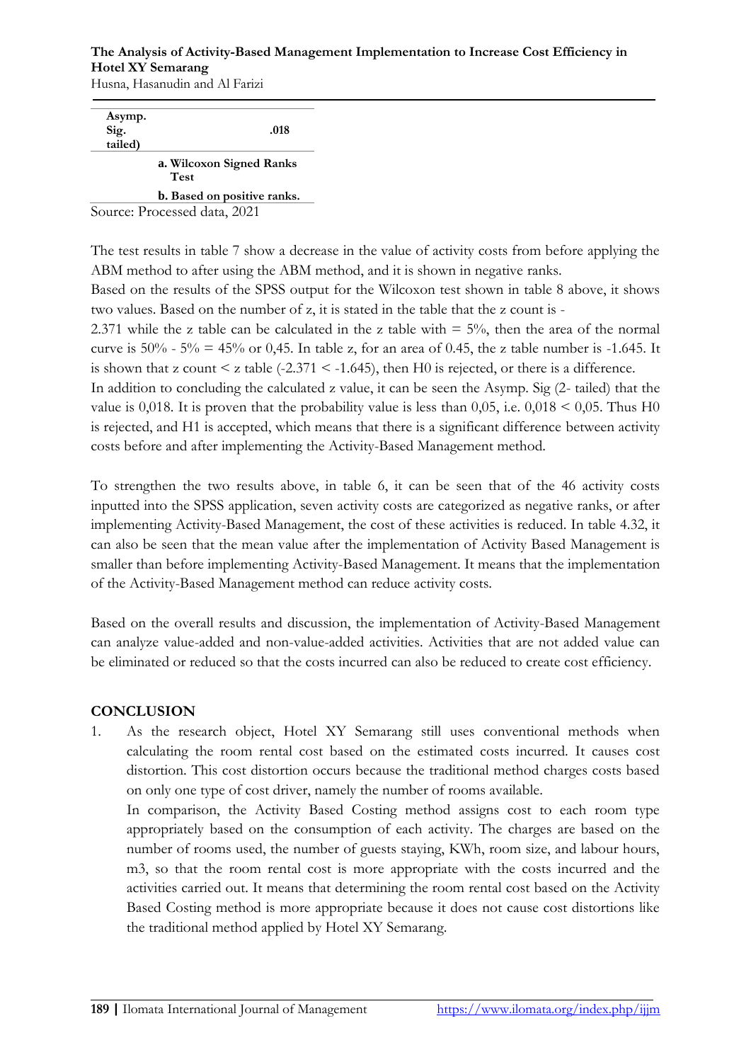| Asymp. Sig. tailed) | .018 |
|---|---|
| | a. Wilcoxon Signed Ranks Test |
| | b. Based on positive ranks. |

Source: Processed data, 2021

The test results in table 7 show a decrease in the value of activity costs from before applying the ABM method to after using the ABM method, and it is shown in negative ranks.

Based on the results of the SPSS output for the Wilcoxon test shown in table 8 above, it shows two values. Based on the number of z, it is stated in the table that the z count is -2.371 while the z table can be calculated in the z table with = 5%, then the area of the normal curve is 50% - 5% = 45% or 0,45. In table z, for an area of 0.45, the z table number is -1.645. It is shown that z count < z table (-2.371 < -1.645), then H0 is rejected, or there is a difference.

In addition to concluding the calculated z value, it can be seen the Asymp. Sig (2- tailed) that the value is 0,018. It is proven that the probability value is less than 0,05, i.e. 0,018 < 0,05. Thus H0 is rejected, and H1 is accepted, which means that there is a significant difference between activity costs before and after implementing the Activity-Based Management method.

To strengthen the two results above, in table 6, it can be seen that of the 46 activity costs inputted into the SPSS application, seven activity costs are categorized as negative ranks, or after implementing Activity-Based Management, the cost of these activities is reduced. In table 4.32, it can also be seen that the mean value after the implementation of Activity Based Management is smaller than before implementing Activity-Based Management. It means that the implementation of the Activity-Based Management method can reduce activity costs.

Based on the overall results and discussion, the implementation of Activity-Based Management can analyze value-added and non-value-added activities. Activities that are not added value can be eliminated or reduced so that the costs incurred can also be reduced to create cost efficiency.

## CONCLUSION

1. As the research object, Hotel XY Semarang still uses conventional methods when calculating the room rental cost based on the estimated costs incurred. It causes cost distortion. This cost distortion occurs because the traditional method charges costs based on only one type of cost driver, namely the number of rooms available.

   In comparison, the Activity Based Costing method assigns cost to each room type appropriately based on the consumption of each activity. The charges are based on the number of rooms used, the number of guests staying, KWh, room size, and labour hours, m3, so that the room rental cost is more appropriate with the costs incurred and the activities carried out. It means that determining the room rental cost based on the Activity Based Costing method is more appropriate because it does not cause cost distortions like the traditional method applied by Hotel XY Semarang.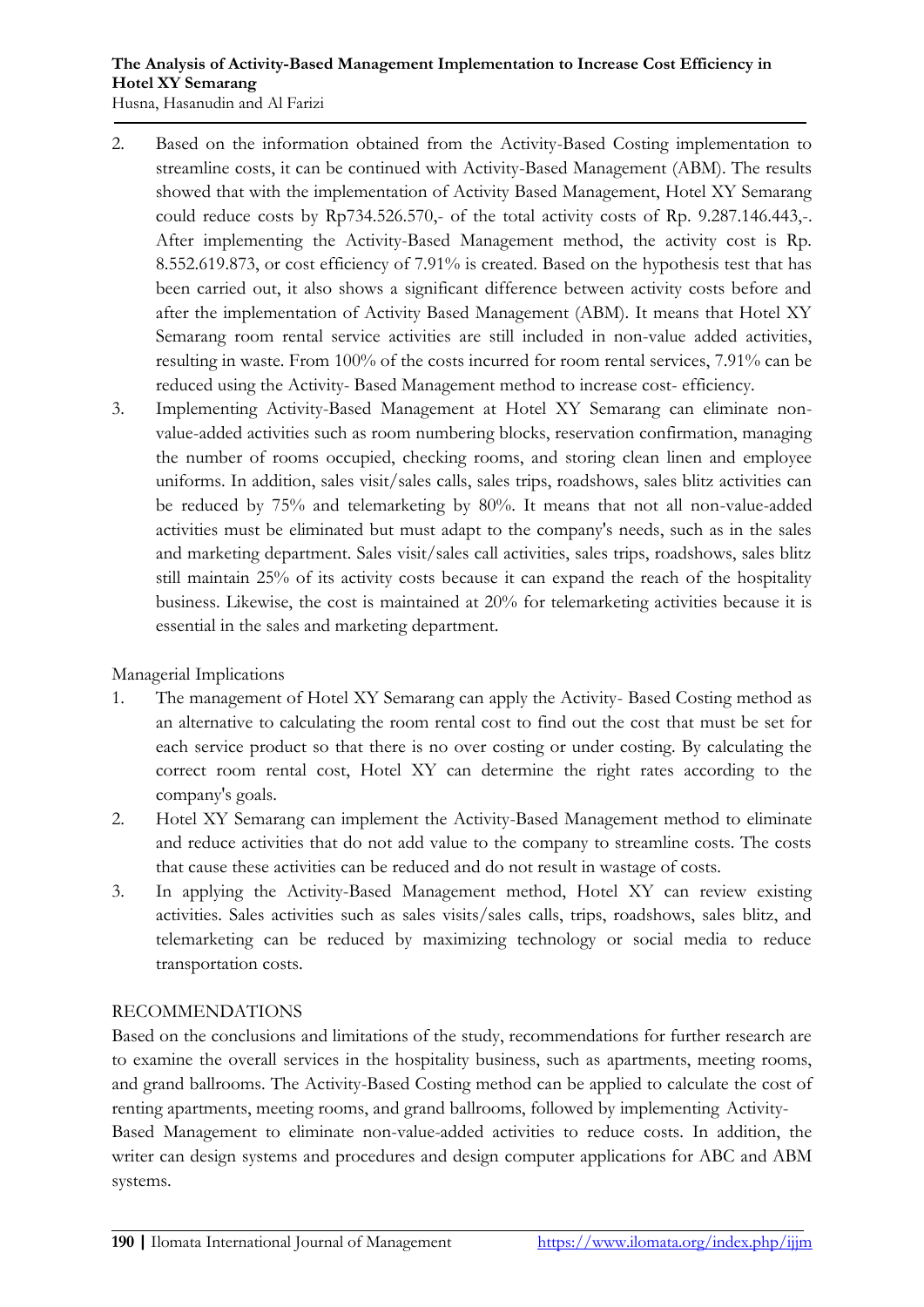2. Based on the information obtained from the Activity-Based Costing implementation to streamline costs, it can be continued with Activity-Based Management (ABM). The results showed that with the implementation of Activity Based Management, Hotel XY Semarang could reduce costs by Rp734.526.570,- of the total activity costs of Rp. 9.287.146.443,-. After implementing the Activity-Based Management method, the activity cost is Rp. 8.552.619.873, or cost efficiency of 7.91% is created. Based on the hypothesis test that has been carried out, it also shows a significant difference between activity costs before and after the implementation of Activity Based Management (ABM). It means that Hotel XY Semarang room rental service activities are still included in non-value added activities, resulting in waste. From 100% of the costs incurred for room rental services, 7.91% can be reduced using the Activity- Based Management method to increase cost- efficiency.
3. Implementing Activity-Based Management at Hotel XY Semarang can eliminate non-value-added activities such as room numbering blocks, reservation confirmation, managing the number of rooms occupied, checking rooms, and storing clean linen and employee uniforms. In addition, sales visit/sales calls, sales trips, roadshows, sales blitz activities can be reduced by 75% and telemarketing by 80%. It means that not all non-value-added activities must be eliminated but must adapt to the company's needs, such as in the sales and marketing department. Sales visit/sales call activities, sales trips, roadshows, sales blitz still maintain 25% of its activity costs because it can expand the reach of the hospitality business. Likewise, the cost is maintained at 20% for telemarketing activities because it is essential in the sales and marketing department.

Managerial Implications

1. The management of Hotel XY Semarang can apply the Activity- Based Costing method as an alternative to calculating the room rental cost to find out the cost that must be set for each service product so that there is no over costing or under costing. By calculating the correct room rental cost, Hotel XY can determine the right rates according to the company's goals.
2. Hotel XY Semarang can implement the Activity-Based Management method to eliminate and reduce activities that do not add value to the company to streamline costs. The costs that cause these activities can be reduced and do not result in wastage of costs.
3. In applying the Activity-Based Management method, Hotel XY can review existing activities. Sales activities such as sales visits/sales calls, trips, roadshows, sales blitz, and telemarketing can be reduced by maximizing technology or social media to reduce transportation costs.

## RECOMMENDATIONS

Based on the conclusions and limitations of the study, recommendations for further research are to examine the overall services in the hospitality business, such as apartments, meeting rooms, and grand ballrooms. The Activity-Based Costing method can be applied to calculate the cost of renting apartments, meeting rooms, and grand ballrooms, followed by implementing Activity-Based Management to eliminate non-value-added activities to reduce costs. In addition, the writer can design systems and procedures and design computer applications for ABC and ABM systems.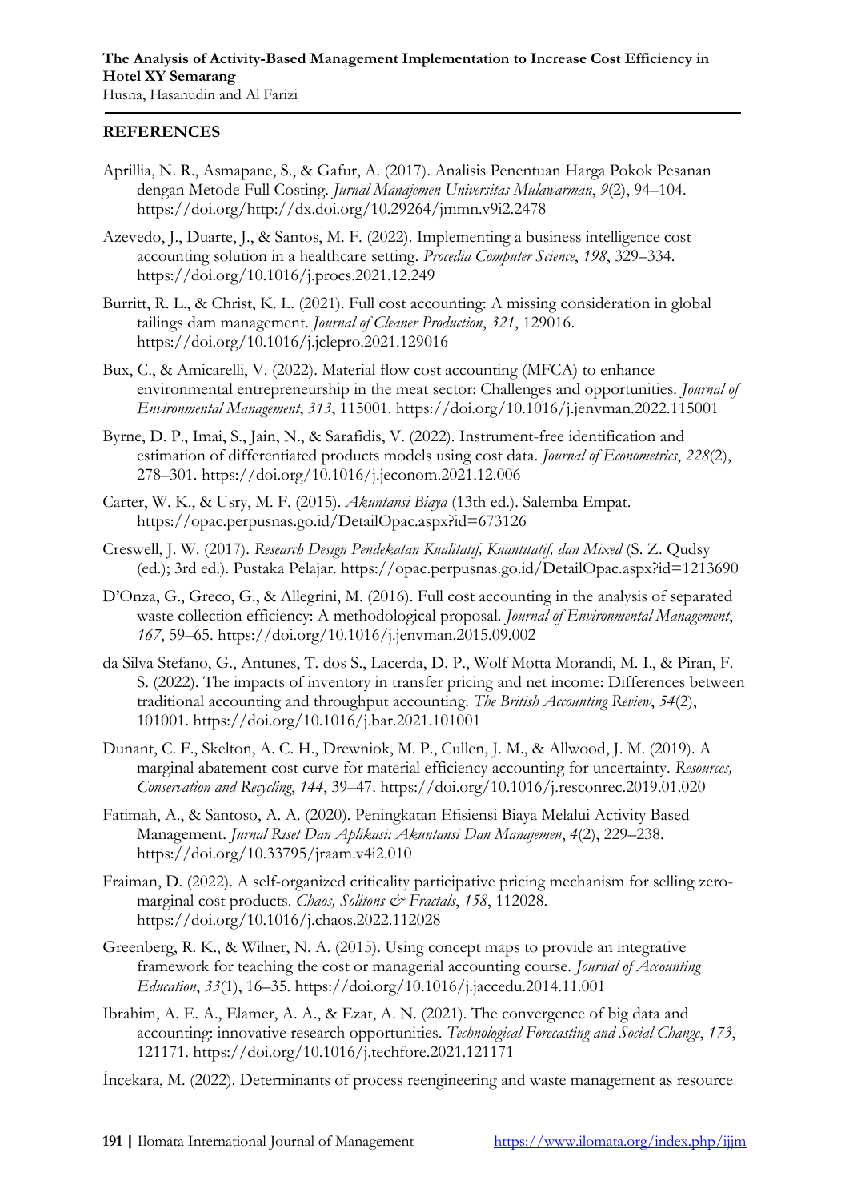## REFERENCES

Aprillia, N. R., Asmapane, S., & Gafur, A. (2017). Analisis Penentuan Harga Pokok Pesanan dengan Metode Full Costing. *Jurnal Manajemen Universitas Mulawarman*, *9*(2), 94–104. https://doi.org/http://dx.doi.org/10.29264/jmmn.v9i2.2478

Azevedo, J., Duarte, J., & Santos, M. F. (2022). Implementing a business intelligence cost accounting solution in a healthcare setting. *Procedia Computer Science*, *198*, 329–334. https://doi.org/10.1016/j.procs.2021.12.249

Burritt, R. L., & Christ, K. L. (2021). Full cost accounting: A missing consideration in global tailings dam management. *Journal of Cleaner Production*, *321*, 129016. https://doi.org/10.1016/j.jclepro.2021.129016

Bux, C., & Amicarelli, V. (2022). Material flow cost accounting (MFCA) to enhance environmental entrepreneurship in the meat sector: Challenges and opportunities. *Journal of Environmental Management*, *313*, 115001. https://doi.org/10.1016/j.jenvman.2022.115001

Byrne, D. P., Imai, S., Jain, N., & Sarafidis, V. (2022). Instrument-free identification and estimation of differentiated products models using cost data. *Journal of Econometrics*, *228*(2), 278–301. https://doi.org/10.1016/j.jeconom.2021.12.006

Carter, W. K., & Usry, M. F. (2015). *Akuntansi Biaya* (13th ed.). Salemba Empat. https://opac.perpusnas.go.id/DetailOpac.aspx?id=673126

Creswell, J. W. (2017). *Research Design Pendekatan Kualitatif, Kuantitatif, dan Mixed* (S. Z. Qudsy (ed.); 3rd ed.). Pustaka Pelajar. https://opac.perpusnas.go.id/DetailOpac.aspx?id=1213690

D'Onza, G., Greco, G., & Allegrini, M. (2016). Full cost accounting in the analysis of separated waste collection efficiency: A methodological proposal. *Journal of Environmental Management*, *167*, 59–65. https://doi.org/10.1016/j.jenvman.2015.09.002

da Silva Stefano, G., Antunes, T. dos S., Lacerda, D. P., Wolf Motta Morandi, M. I., & Piran, F. S. (2022). The impacts of inventory in transfer pricing and net income: Differences between traditional accounting and throughput accounting. *The British Accounting Review*, *54*(2), 101001. https://doi.org/10.1016/j.bar.2021.101001

Dunant, C. F., Skelton, A. C. H., Drewniok, M. P., Cullen, J. M., & Allwood, J. M. (2019). A marginal abatement cost curve for material efficiency accounting for uncertainty. *Resources, Conservation and Recycling*, *144*, 39–47. https://doi.org/10.1016/j.resconrec.2019.01.020

Fatimah, A., & Santoso, A. A. (2020). Peningkatan Efisiensi Biaya Melalui Activity Based Management. *Jurnal Riset Dan Aplikasi: Akuntansi Dan Manajemen*, *4*(2), 229–238. https://doi.org/10.33795/jraam.v4i2.010

Fraiman, D. (2022). A self-organized criticality participative pricing mechanism for selling zero-marginal cost products. *Chaos, Solitons & Fractals*, *158*, 112028. https://doi.org/10.1016/j.chaos.2022.112028

Greenberg, R. K., & Wilner, N. A. (2015). Using concept maps to provide an integrative framework for teaching the cost or managerial accounting course. *Journal of Accounting Education*, *33*(1), 16–35. https://doi.org/10.1016/j.jaccedu.2014.11.001

Ibrahim, A. E. A., Elamer, A. A., & Ezat, A. N. (2021). The convergence of big data and accounting: innovative research opportunities. *Technological Forecasting and Social Change*, *173*, 121171. https://doi.org/10.1016/j.techfore.2021.121171

İncekara, M. (2022). Determinants of process reengineering and waste management as resource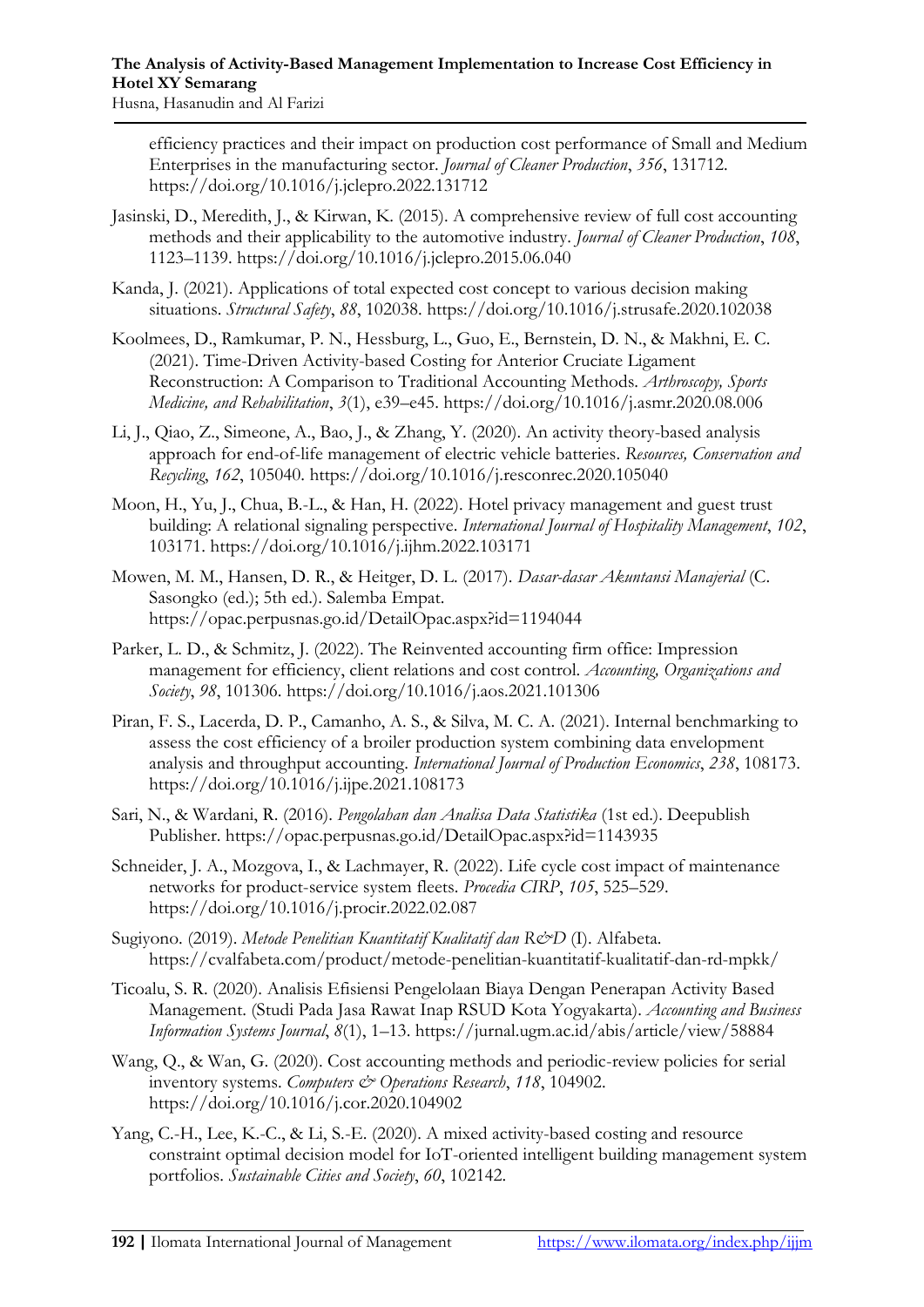efficiency practices and their impact on production cost performance of Small and Medium Enterprises in the manufacturing sector. *Journal of Cleaner Production*, *356*, 131712. https://doi.org/10.1016/j.jclepro.2022.131712

Jasinski, D., Meredith, J., & Kirwan, K. (2015). A comprehensive review of full cost accounting methods and their applicability to the automotive industry. *Journal of Cleaner Production*, *108*, 1123–1139. https://doi.org/10.1016/j.jclepro.2015.06.040

Kanda, J. (2021). Applications of total expected cost concept to various decision making situations. *Structural Safety*, *88*, 102038. https://doi.org/10.1016/j.strusafe.2020.102038

Koolmees, D., Ramkumar, P. N., Hessburg, L., Guo, E., Bernstein, D. N., & Makhni, E. C. (2021). Time-Driven Activity-based Costing for Anterior Cruciate Ligament Reconstruction: A Comparison to Traditional Accounting Methods. *Arthroscopy, Sports Medicine, and Rehabilitation*, *3*(1), e39–e45. https://doi.org/10.1016/j.asmr.2020.08.006

Li, J., Qiao, Z., Simeone, A., Bao, J., & Zhang, Y. (2020). An activity theory-based analysis approach for end-of-life management of electric vehicle batteries. *Resources, Conservation and Recycling*, *162*, 105040. https://doi.org/10.1016/j.resconrec.2020.105040

Moon, H., Yu, J., Chua, B.-L., & Han, H. (2022). Hotel privacy management and guest trust building: A relational signaling perspective. *International Journal of Hospitality Management*, *102*, 103171. https://doi.org/10.1016/j.ijhm.2022.103171

Mowen, M. M., Hansen, D. R., & Heitger, D. L. (2017). *Dasar-dasar Akuntansi Manajerial* (C. Sasongko (ed.); 5th ed.). Salemba Empat. https://opac.perpusnas.go.id/DetailOpac.aspx?id=1194044

Parker, L. D., & Schmitz, J. (2022). The Reinvented accounting firm office: Impression management for efficiency, client relations and cost control. *Accounting, Organizations and Society*, *98*, 101306. https://doi.org/10.1016/j.aos.2021.101306

Piran, F. S., Lacerda, D. P., Camanho, A. S., & Silva, M. C. A. (2021). Internal benchmarking to assess the cost efficiency of a broiler production system combining data envelopment analysis and throughput accounting. *International Journal of Production Economics*, *238*, 108173. https://doi.org/10.1016/j.ijpe.2021.108173

Sari, N., & Wardani, R. (2016). *Pengolahan dan Analisa Data Statistika* (1st ed.). Deepublish Publisher. https://opac.perpusnas.go.id/DetailOpac.aspx?id=1143935

Schneider, J. A., Mozgova, I., & Lachmayer, R. (2022). Life cycle cost impact of maintenance networks for product-service system fleets. *Procedia CIRP*, *105*, 525–529. https://doi.org/10.1016/j.procir.2022.02.087

Sugiyono. (2019). *Metode Penelitian Kuantitatif Kualitatif dan R&D* (I). Alfabeta. https://cvalfabeta.com/product/metode-penelitian-kuantitatif-kualitatif-dan-rd-mpkk/

Ticoalu, S. R. (2020). Analisis Efisiensi Pengelolaan Biaya Dengan Penerapan Activity Based Management. (Studi Pada Jasa Rawat Inap RSUD Kota Yogyakarta). *Accounting and Business Information Systems Journal*, *8*(1), 1–13. https://jurnal.ugm.ac.id/abis/article/view/58884

Wang, Q., & Wan, G. (2020). Cost accounting methods and periodic-review policies for serial inventory systems. *Computers & Operations Research*, *118*, 104902. https://doi.org/10.1016/j.cor.2020.104902

Yang, C.-H., Lee, K.-C., & Li, S.-E. (2020). A mixed activity-based costing and resource constraint optimal decision model for IoT-oriented intelligent building management system portfolios. *Sustainable Cities and Society*, *60*, 102142.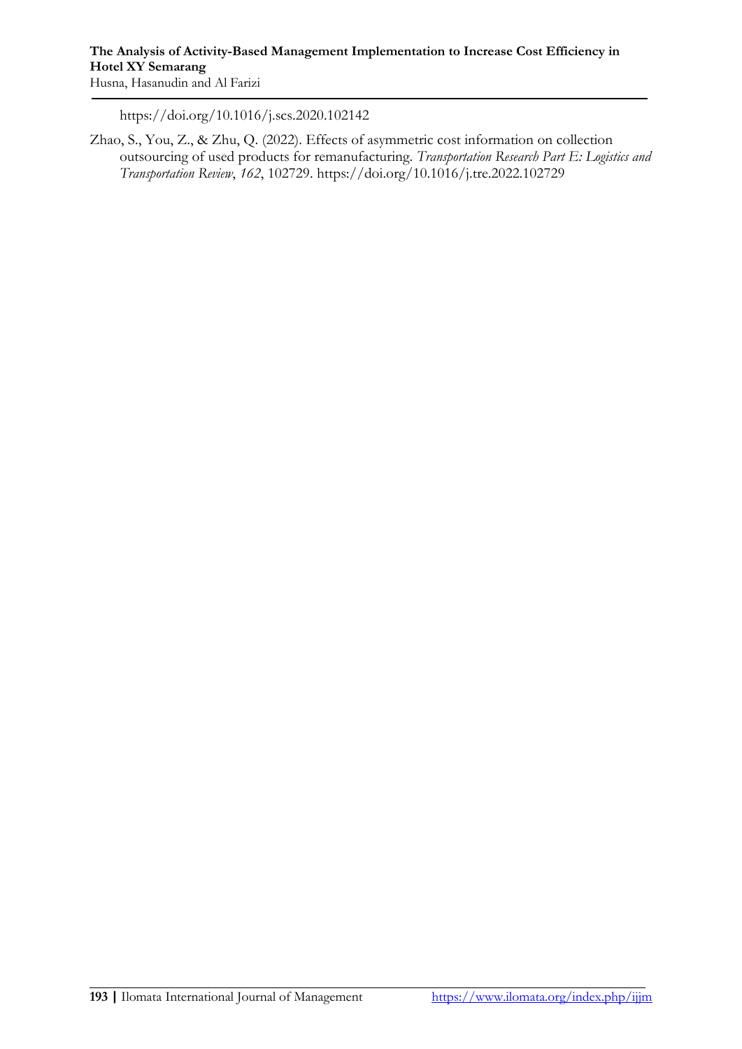https://doi.org/10.1016/j.scs.2020.102142

Zhao, S., You, Z., & Zhu, Q. (2022). Effects of asymmetric cost information on collection outsourcing of used products for remanufacturing. *Transportation Research Part E: Logistics and Transportation Review*, *162*, 102729. https://doi.org/10.1016/j.tre.2022.102729